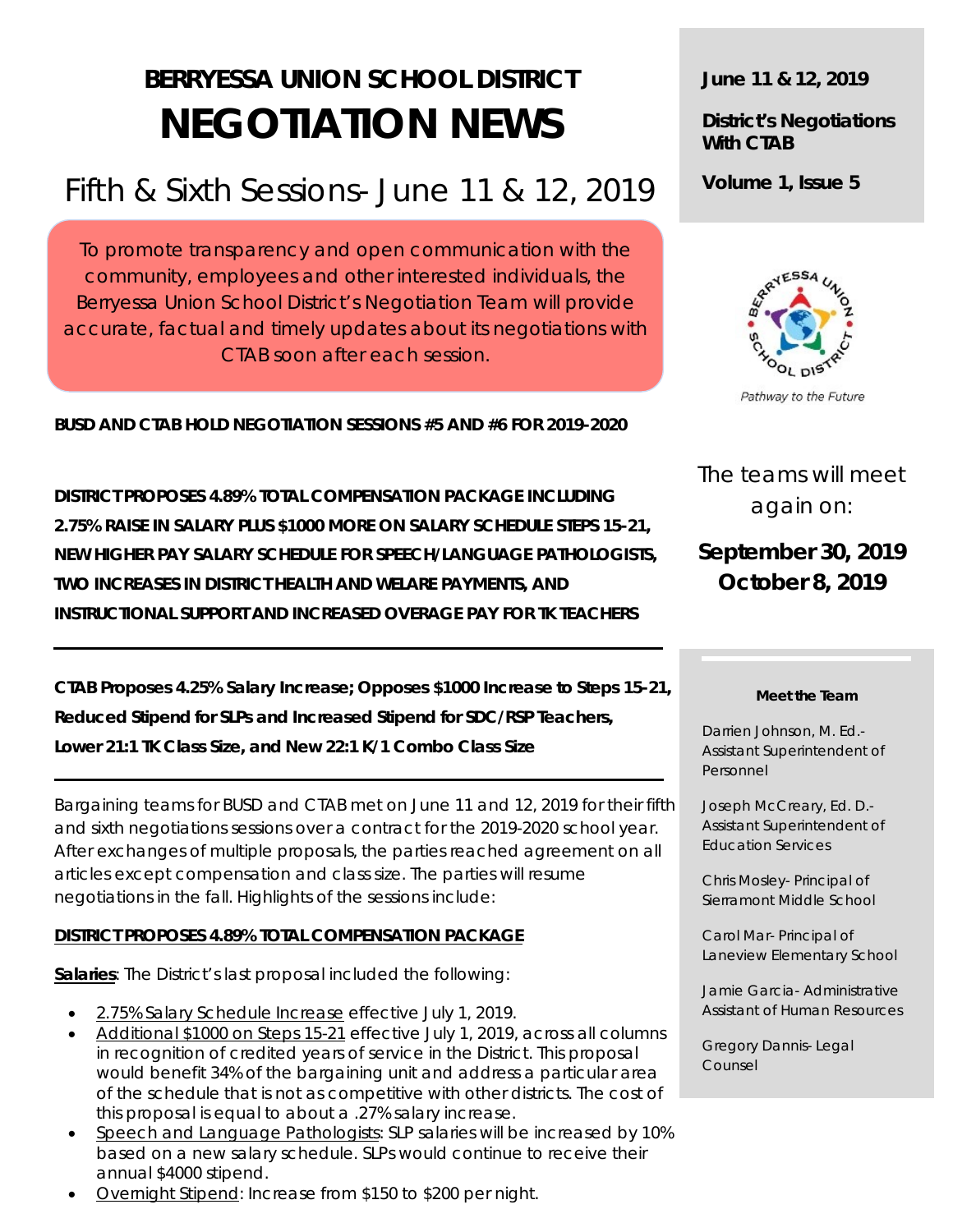# BERRYESSA UNION SCHOOL DISTRICT
# NEGOTIATION NEWS

## Fifth & Sixth Sessions- June 11 & 12, 2019

**June 11 & 12, 2019**

**District's Negotiations With CTAB**

**Volume 1, Issue 5**

To promote transparency and open communication with the community, employees and other interested individuals, the Berryessa Union School District's Negotiation Team will provide accurate, factual and timely updates about its negotiations with CTAB soon after each session.

Pathway to the Future

**BUSD AND CTAB HOLD NEGOTIATION SESSIONS #5 AND #6 FOR 2019-2020**

**DISTRICT PROPOSES 4.89% TOTAL COMPENSATION PACKAGE INCLUDING 2.75% RAISE IN SALARY PLUS $1000 MORE ON SALARY SCHEDULE STEPS 15-21, NEW HIGHER PAY SALARY SCHEDULE FOR SPEECH/LANGUAGE PATHOLOGISTS, TWO INCREASES IN DISTRICT HEALTH AND WELARE PAYMENTS, AND INSTRUCTIONAL SUPPORT AND INCREASED OVERAGE PAY FOR TK TEACHERS**

The teams will meet again on:

**September 30, 2019**
**October 8, 2019**

---

**CTAB Proposes 4.25% Salary Increase; Opposes $1000 Increase to Steps 15-21, Reduced Stipend for SLPs and Increased Stipend for SDC/RSP Teachers, Lower 21:1 TK Class Size, and New 22:1 K/1 Combo Class Size**

---

Bargaining teams for BUSD and CTAB met on June 11 and 12, 2019 for their fifth and sixth negotiations sessions over a contract for the 2019-2020 school year. After exchanges of multiple proposals, the parties reached agreement on all articles except compensation and class size. The parties will resume negotiations in the fall. Highlights of the sessions include:

**DISTRICT PROPOSES 4.89% TOTAL COMPENSATION PACKAGE**

**Salaries**: The District's last proposal included the following:

- 2.75% Salary Schedule Increase effective July 1, 2019.
- Additional $1000 on Steps 15-21 effective July 1, 2019, across all columns in recognition of credited years of service in the District. This proposal would benefit 34% of the bargaining unit and address a particular area of the schedule that is not as competitive with other districts. The cost of this proposal is equal to about a .27% salary increase.
- Speech and Language Pathologists: SLP salaries will be increased by 10% based on a new salary schedule. SLPs would continue to receive their annual $4000 stipend.
- Overnight Stipend: Increase from $150 to $200 per night.

**Meet the Team**

Darrien Johnson, M. Ed.- Assistant Superintendent of Personnel

Joseph McCreary, Ed. D.- Assistant Superintendent of Education Services

Chris Mosley- Principal of Sierramont Middle School

Carol Mar- Principal of Laneview Elementary School

Jamie Garcia- Administrative Assistant of Human Resources

Gregory Dannis- Legal Counsel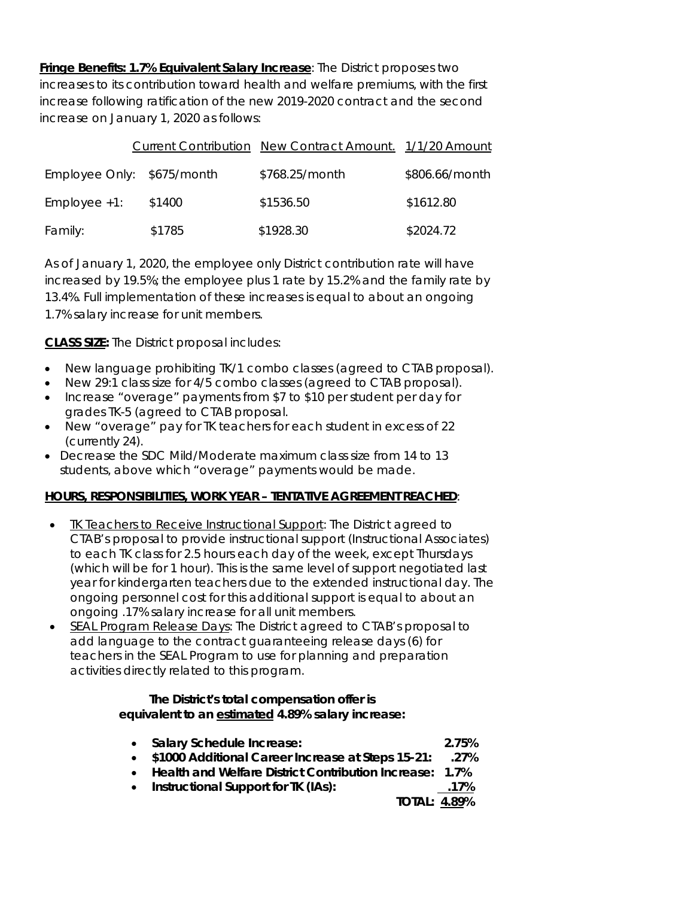**Fringe Benefits: 1.7% Equivalent Salary Increase**: The District proposes two increases to its contribution toward health and welfare premiums, with the first increase following ratification of the new 2019-2020 contract and the second increase on January 1, 2020 as follows:

| | Current Contribution | New Contract Amount. | 1/1/20 Amount |
|---|---|---|---|
| Employee Only: | $675/month | $768.25/month | $806.66/month |
| Employee +1: | $1400 | $1536.50 | $1612.80 |
| Family: | $1785 | $1928.30 | $2024.72 |

As of January 1, 2020, the employee only District contribution rate will have increased by 19.5%; the employee plus 1 rate by 15.2% and the family rate by 13.4%. Full implementation of these increases is equal to about an ongoing 1.7% salary increase for unit members.

**CLASS SIZE:** The District proposal includes:

- New language prohibiting TK/1 combo classes (agreed to CTAB proposal).
- New 29:1 class size for 4/5 combo classes (agreed to CTAB proposal).
- Increase "overage" payments from $7 to $10 per student per day for grades TK-5 (agreed to CTAB proposal.
- New "overage" pay for TK teachers for each student in excess of 22 (currently 24).
- Decrease the SDC Mild/Moderate maximum class size from 14 to 13 students, above which "overage" payments would be made.

**HOURS, RESPONSIBILITIES, WORK YEAR – TENTATIVE AGREEMENT REACHED**:

- TK Teachers to Receive Instructional Support: The District agreed to CTAB's proposal to provide instructional support (Instructional Associates) to each TK class for 2.5 hours each day of the week, except Thursdays (which will be for 1 hour). This is the same level of support negotiated last year for kindergarten teachers due to the extended instructional day. The ongoing personnel cost for this additional support is equal to about an ongoing .17% salary increase for all unit members.
- SEAL Program Release Days: The District agreed to CTAB's proposal to add language to the contract guaranteeing release days (6) for teachers in the SEAL Program to use for planning and preparation activities directly related to this program.

**The District's total compensation offer is equivalent to an estimated 4.89% salary increase:**

- **Salary Schedule Increase: 2.75%**
- **$1000 Additional Career Increase at Steps 15-21: .27%**
- **Health and Welfare District Contribution Increase: 1.7%**
- **Instructional Support for TK (IAs): .17%**

**TOTAL: 4.89%**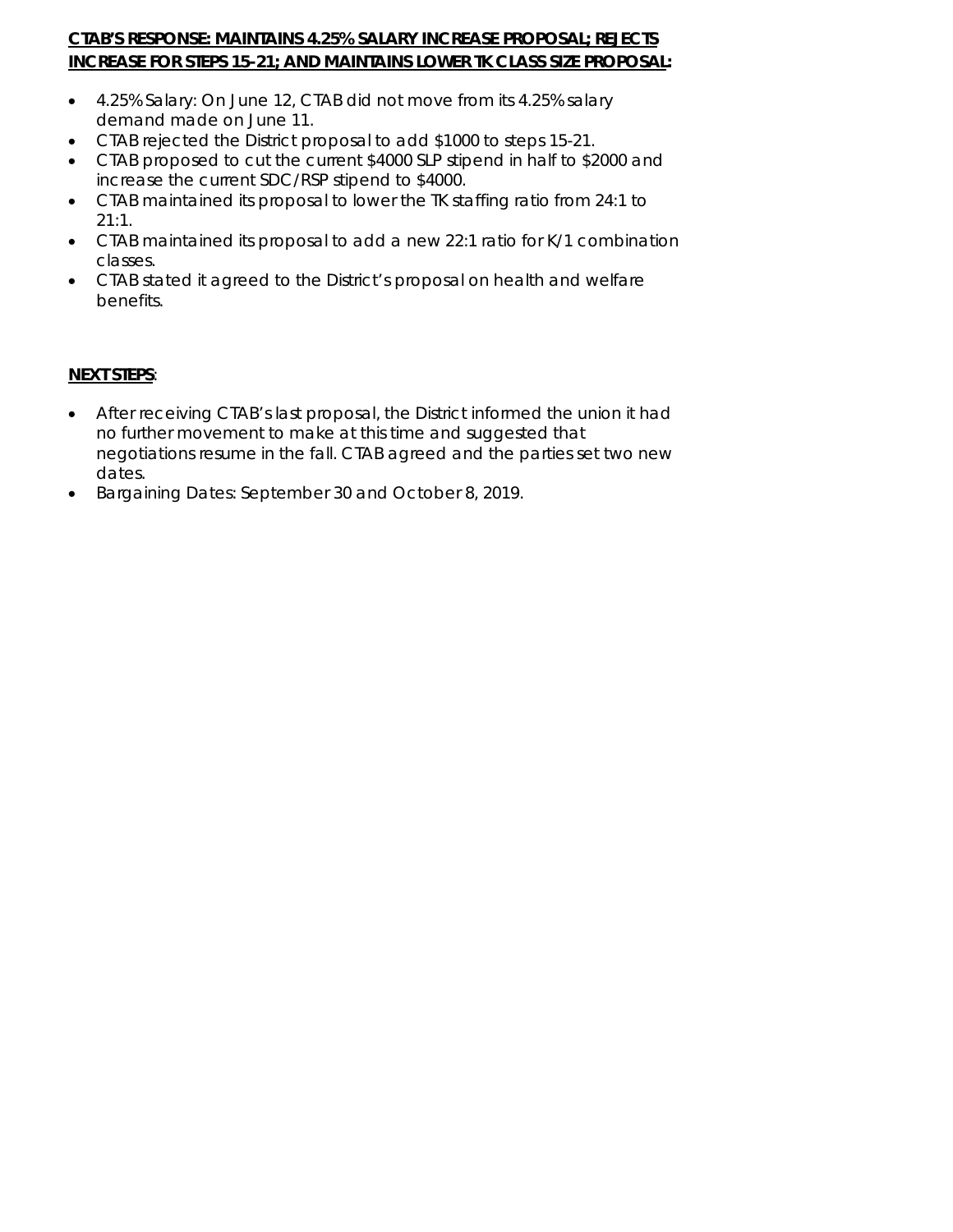**CTAB'S RESPONSE: MAINTAINS 4.25% SALARY INCREASE PROPOSAL; REJECTS INCREASE FOR STEPS 15-21; AND MAINTAINS LOWER TK CLASS SIZE PROPOSAL:**

- 4.25% Salary: On June 12, CTAB did not move from its 4.25% salary demand made on June 11.
- CTAB rejected the District proposal to add $1000 to steps 15-21.
- CTAB proposed to cut the current $4000 SLP stipend in half to $2000 and increase the current SDC/RSP stipend to $4000.
- CTAB maintained its proposal to lower the TK staffing ratio from 24:1 to 21:1.
- CTAB maintained its proposal to add a new 22:1 ratio for K/1 combination classes.
- CTAB stated it agreed to the District's proposal on health and welfare benefits.

**NEXT STEPS**:

- After receiving CTAB's last proposal, the District informed the union it had no further movement to make at this time and suggested that negotiations resume in the fall. CTAB agreed and the parties set two new dates.
- Bargaining Dates: September 30 and October 8, 2019.